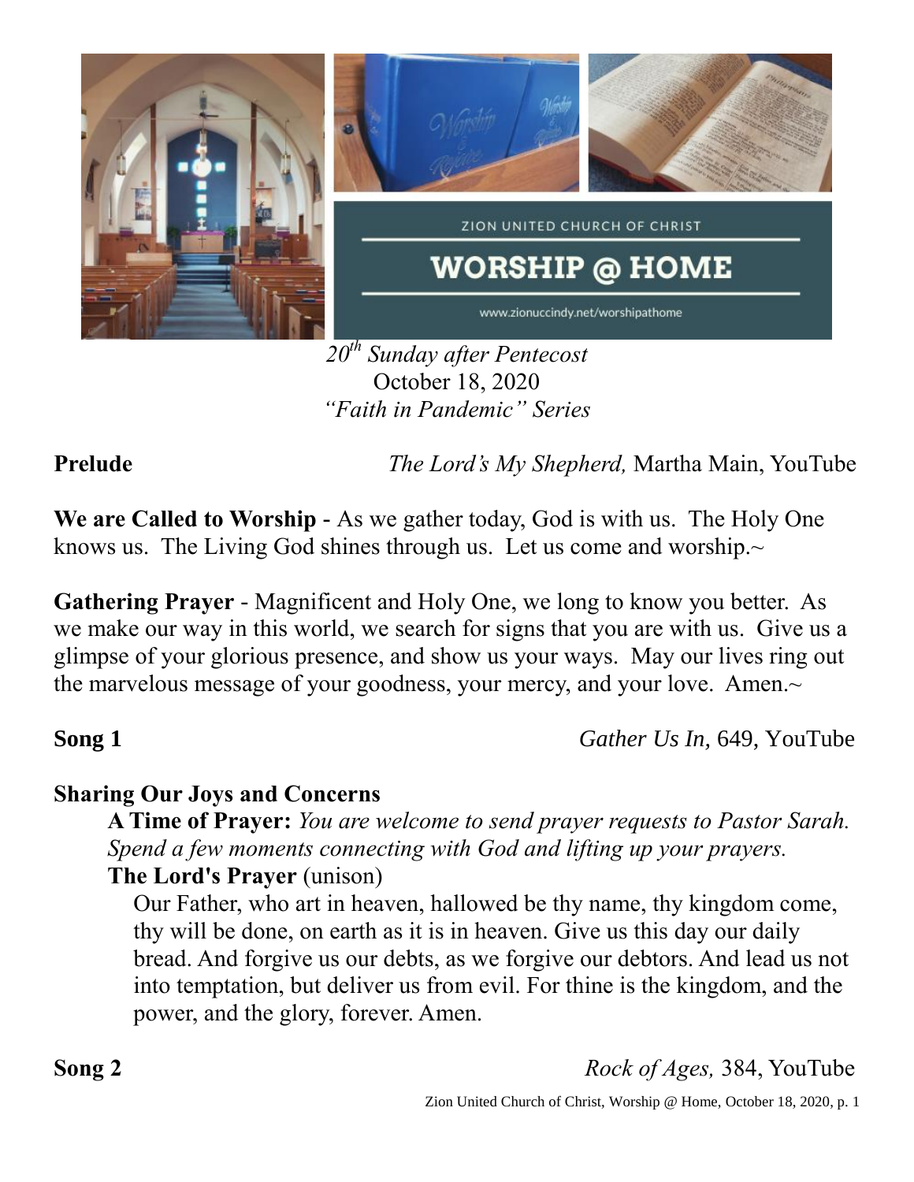ZION UNITED CHURCH OF CHRIST

# WORSHIP @ HOME

www.zionuccindy.net/worshipathome

*20th Sunday after Pentecost*
October 18, 2020
*"Faith in Pandemic" Series*

**Prelude** *The Lord's My Shepherd,* Martha Main, YouTube

**We are Called to Worship -** As we gather today, God is with us. The Holy One knows us. The Living God shines through us. Let us come and worship.~

**Gathering Prayer** - Magnificent and Holy One, we long to know you better. As we make our way in this world, we search for signs that you are with us. Give us a glimpse of your glorious presence, and show us your ways. May our lives ring out the marvelous message of your goodness, your mercy, and your love. Amen.~

**Song 1** *Gather Us In,* 649, YouTube

**Sharing Our Joys and Concerns**

**A Time of Prayer:** *You are welcome to send prayer requests to Pastor Sarah. Spend a few moments connecting with God and lifting up your prayers.*

**The Lord's Prayer** (unison)

Our Father, who art in heaven, hallowed be thy name, thy kingdom come, thy will be done, on earth as it is in heaven. Give us this day our daily bread. And forgive us our debts, as we forgive our debtors. And lead us not into temptation, but deliver us from evil. For thine is the kingdom, and the power, and the glory, forever. Amen.

**Song 2** *Rock of Ages,* 384, YouTube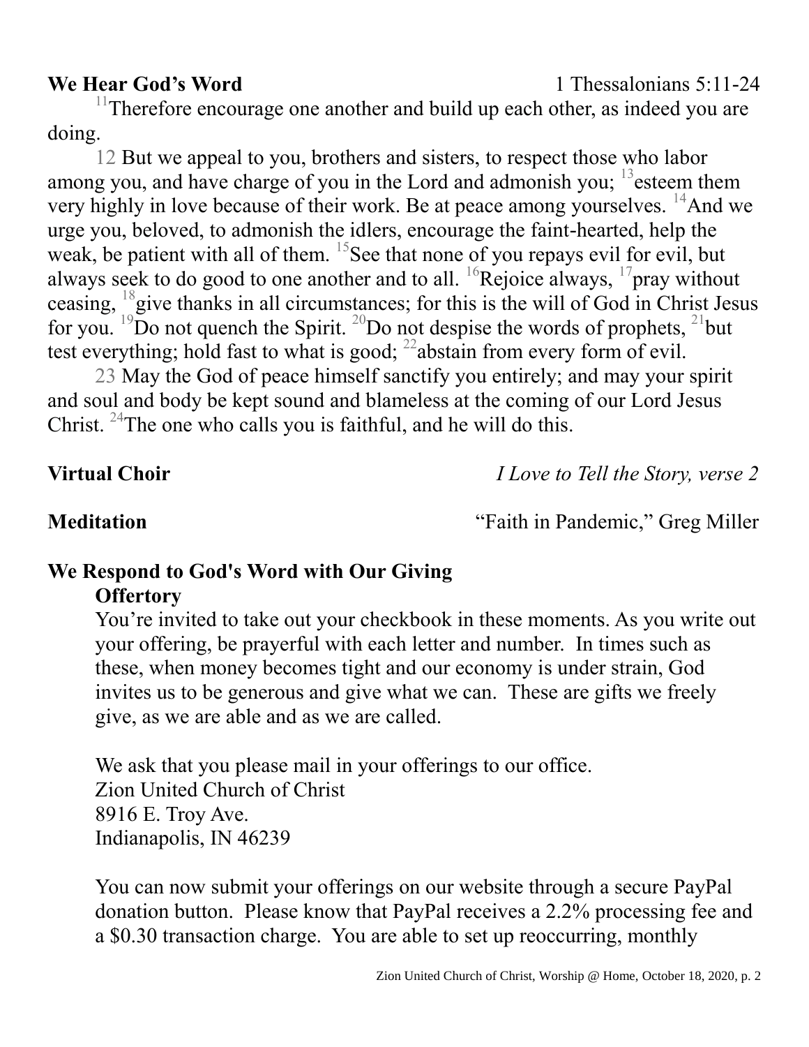**We Hear God's Word** 1 Thessalonians 5:11-24

11 Therefore encourage one another and build up each other, as indeed you are doing.

12 But we appeal to you, brothers and sisters, to respect those who labor among you, and have charge of you in the Lord and admonish you; 13 esteem them very highly in love because of their work. Be at peace among yourselves. 14 And we urge you, beloved, to admonish the idlers, encourage the faint-hearted, help the weak, be patient with all of them. 15 See that none of you repays evil for evil, but always seek to do good to one another and to all. 16 Rejoice always, 17 pray without ceasing, 18 give thanks in all circumstances; for this is the will of God in Christ Jesus for you. 19 Do not quench the Spirit. 20 Do not despise the words of prophets, 21 but test everything; hold fast to what is good; 22 abstain from every form of evil.

23 May the God of peace himself sanctify you entirely; and may your spirit and soul and body be kept sound and blameless at the coming of our Lord Jesus Christ. 24 The one who calls you is faithful, and he will do this.

**Virtual Choir** *I Love to Tell the Story, verse 2*

**Meditation** "Faith in Pandemic," Greg Miller

**We Respond to God's Word with Our Giving**

**Offertory**

You're invited to take out your checkbook in these moments. As you write out your offering, be prayerful with each letter and number. In times such as these, when money becomes tight and our economy is under strain, God invites us to be generous and give what we can. These are gifts we freely give, as we are able and as we are called.

We ask that you please mail in your offerings to our office.
Zion United Church of Christ
8916 E. Troy Ave.
Indianapolis, IN 46239

You can now submit your offerings on our website through a secure PayPal donation button. Please know that PayPal receives a 2.2% processing fee and a $0.30 transaction charge. You are able to set up reoccurring, monthly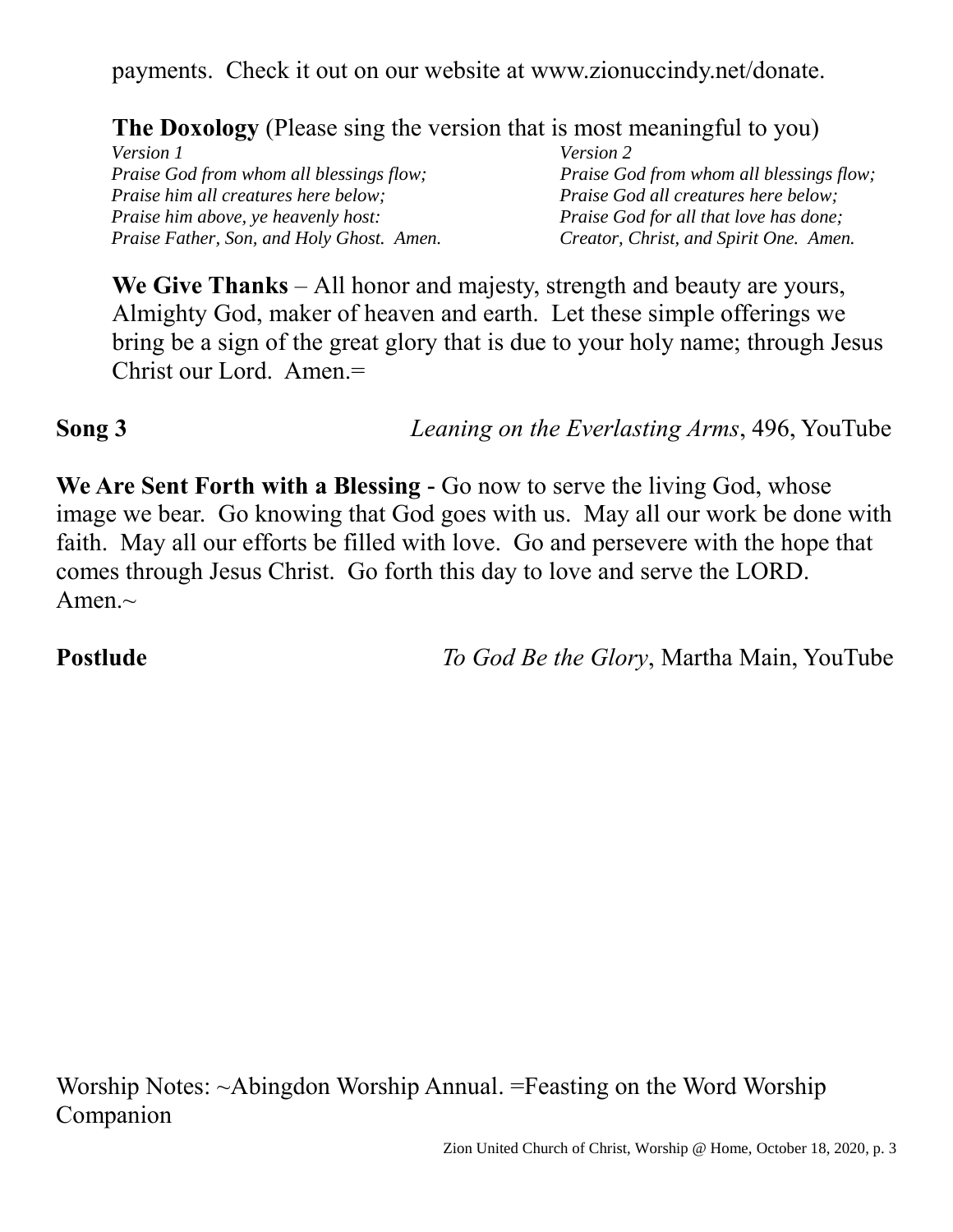payments. Check it out on our website at www.zionuccindy.net/donate.

**The Doxology** (Please sing the version that is most meaningful to you)

*Version 1*
*Praise God from whom all blessings flow;*
*Praise him all creatures here below;*
*Praise him above, ye heavenly host:*
*Praise Father, Son, and Holy Ghost. Amen.*

*Version 2*
*Praise God from whom all blessings flow;*
*Praise God all creatures here below;*
*Praise God for all that love has done;*
*Creator, Christ, and Spirit One. Amen.*

**We Give Thanks** – All honor and majesty, strength and beauty are yours, Almighty God, maker of heaven and earth. Let these simple offerings we bring be a sign of the great glory that is due to your holy name; through Jesus Christ our Lord. Amen.=

**Song 3** *Leaning on the Everlasting Arms*, 496, YouTube

**We Are Sent Forth with a Blessing -** Go now to serve the living God, whose image we bear. Go knowing that God goes with us. May all our work be done with faith. May all our efforts be filled with love. Go and persevere with the hope that comes through Jesus Christ. Go forth this day to love and serve the LORD. Amen.~

**Postlude** *To God Be the Glory*, Martha Main, YouTube

Worship Notes: ~Abingdon Worship Annual. =Feasting on the Word Worship Companion